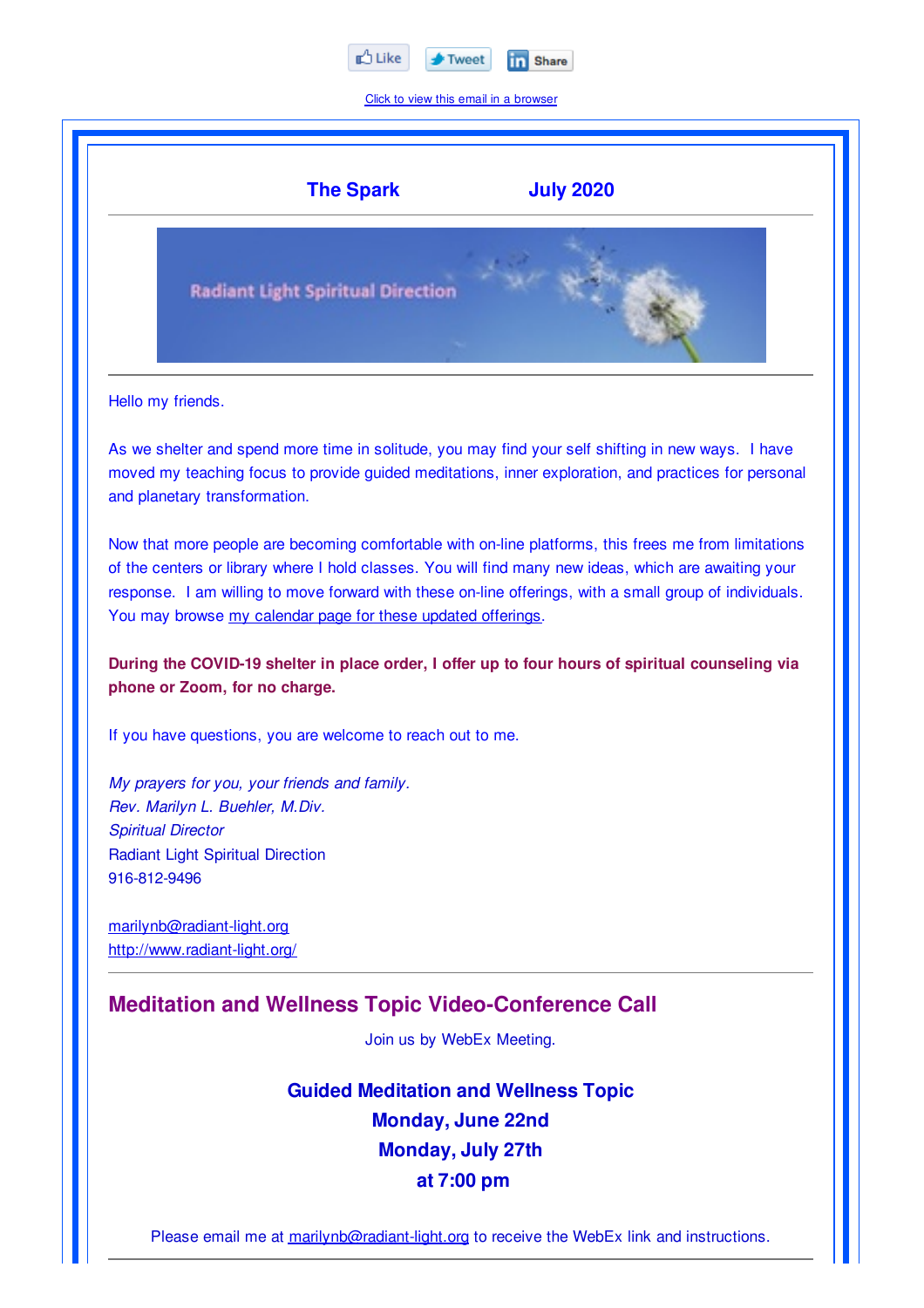Like Tweet Share

[Click to view this email in a browser]

**The Spark** **July 2020**

Radiant Light Spiritual Direction

Hello my friends.

As we shelter and spend more time in solitude, you may find your self shifting in new ways. I have moved my teaching focus to provide guided meditations, inner exploration, and practices for personal and planetary transformation.

Now that more people are becoming comfortable with on-line platforms, this frees me from limitations of the centers or library where I hold classes. You will find many new ideas, which are awaiting your response. I am willing to move forward with these on-line offerings, with a small group of individuals. You may browse [my calendar page for these updated offerings].

**During the COVID-19 shelter in place order, I offer up to four hours of spiritual counseling via phone or Zoom, for no charge.**

If you have questions, you are welcome to reach out to me.

*My prayers for you, your friends and family.*
*Rev. Marilyn L. Buehler, M.Div.*
*Spiritual Director*
Radiant Light Spiritual Direction
916-812-9496

marilynb@radiant-light.org
http://www.radiant-light.org/

## Meditation and Wellness Topic Video-Conference Call

Join us by WebEx Meeting.

**Guided Meditation and Wellness Topic**
**Monday, June 22nd**
**Monday, July 27th**
**at 7:00 pm**

Please email me at marilynb@radiant-light.org to receive the WebEx link and instructions.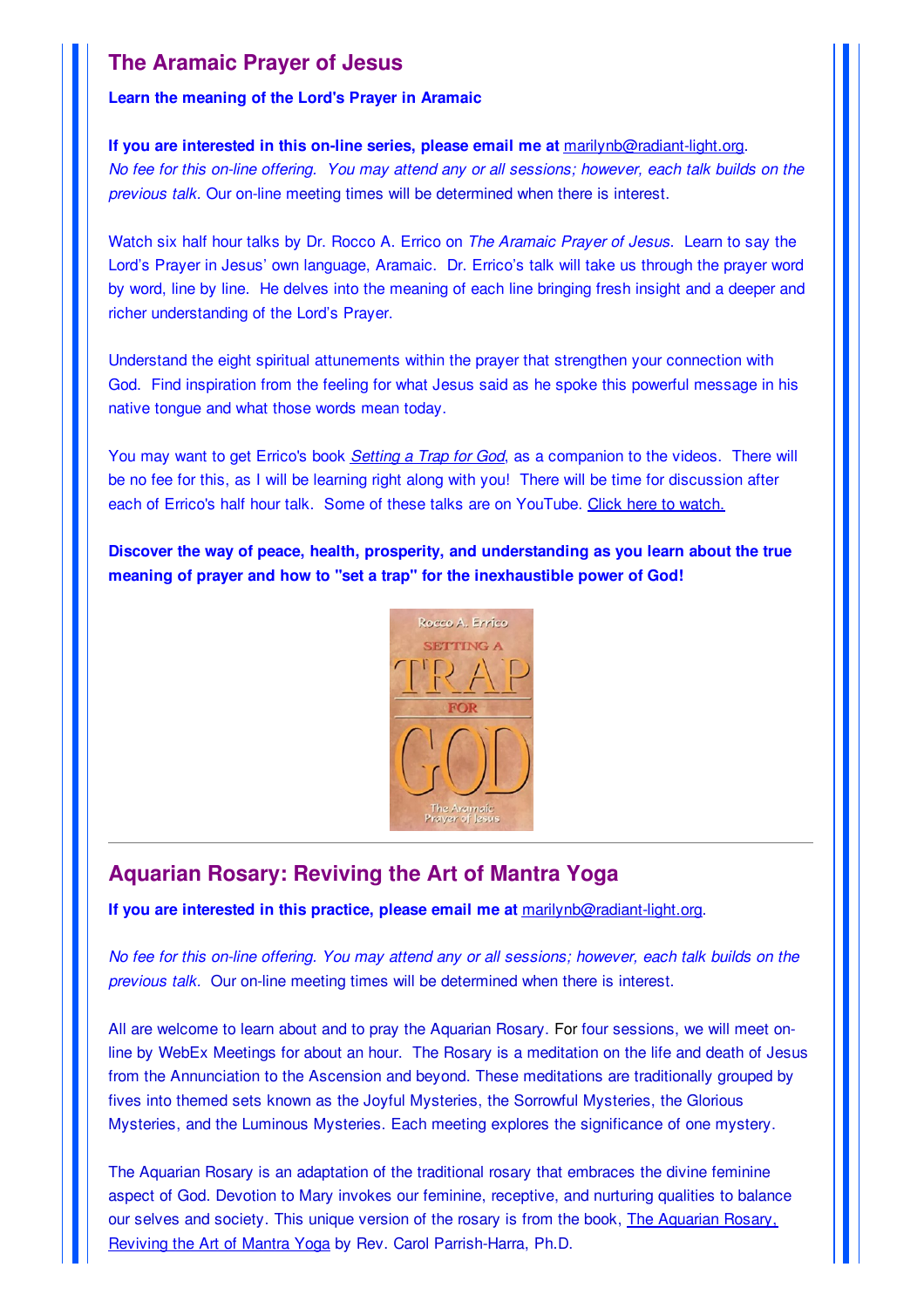## The Aramaic Prayer of Jesus

**Learn the meaning of the Lord's Prayer in Aramaic**

**If you are interested in this on-line series, please email me at** marilynb@radiant-light.org. *No fee for this on-line offering. You may attend any or all sessions; however, each talk builds on the previous talk.* Our on-line meeting times will be determined when there is interest.

Watch six half hour talks by Dr. Rocco A. Errico on *The Aramaic Prayer of Jesus*. Learn to say the Lord's Prayer in Jesus' own language, Aramaic. Dr. Errico's talk will take us through the prayer word by word, line by line. He delves into the meaning of each line bringing fresh insight and a deeper and richer understanding of the Lord's Prayer.

Understand the eight spiritual attunements within the prayer that strengthen your connection with God. Find inspiration from the feeling for what Jesus said as he spoke this powerful message in his native tongue and what those words mean today.

You may want to get Errico's book *Setting a Trap for God*, as a companion to the videos. There will be no fee for this, as I will be learning right along with you! There will be time for discussion after each of Errico's half hour talk. Some of these talks are on YouTube. Click here to watch.

**Discover the way of peace, health, prosperity, and understanding as you learn about the true meaning of prayer and how to "set a trap" for the inexhaustible power of God!**

---

## Aquarian Rosary: Reviving the Art of Mantra Yoga

**If you are interested in this practice, please email me at** marilynb@radiant-light.org.

*No fee for this on-line offering. You may attend any or all sessions; however, each talk builds on the previous talk.* Our on-line meeting times will be determined when there is interest.

All are welcome to learn about and to pray the Aquarian Rosary. For four sessions, we will meet on-line by WebEx Meetings for about an hour. The Rosary is a meditation on the life and death of Jesus from the Annunciation to the Ascension and beyond. These meditations are traditionally grouped by fives into themed sets known as the Joyful Mysteries, the Sorrowful Mysteries, the Glorious Mysteries, and the Luminous Mysteries. Each meeting explores the significance of one mystery.

The Aquarian Rosary is an adaptation of the traditional rosary that embraces the divine feminine aspect of God. Devotion to Mary invokes our feminine, receptive, and nurturing qualities to balance our selves and society. This unique version of the rosary is from the book, The Aquarian Rosary, Reviving the Art of Mantra Yoga by Rev. Carol Parrish-Harra, Ph.D.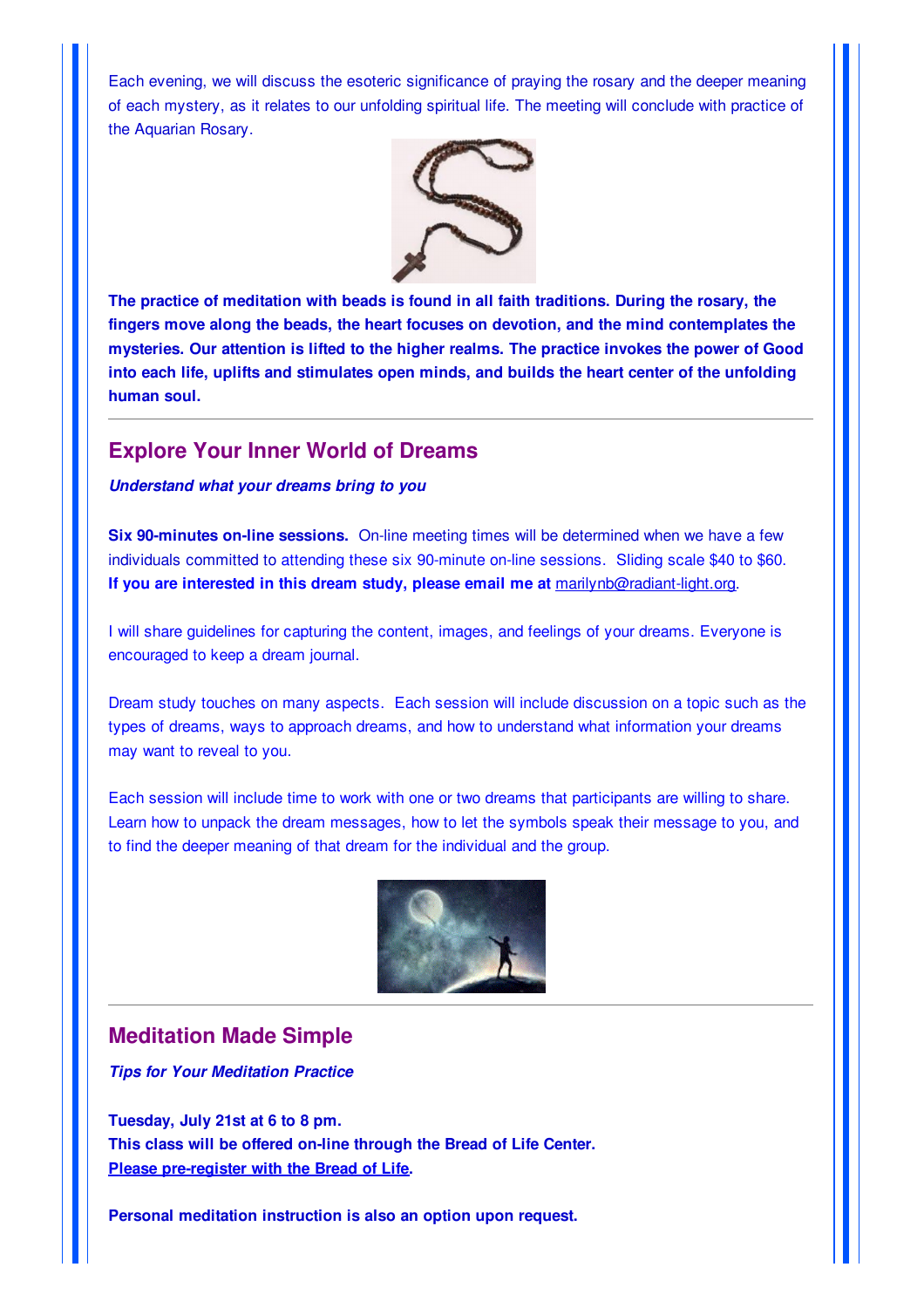Each evening, we will discuss the esoteric significance of praying the rosary and the deeper meaning of each mystery, as it relates to our unfolding spiritual life. The meeting will conclude with practice of the Aquarian Rosary.

**The practice of meditation with beads is found in all faith traditions. During the rosary, the fingers move along the beads, the heart focuses on devotion, and the mind contemplates the mysteries. Our attention is lifted to the higher realms. The practice invokes the power of Good into each life, uplifts and stimulates open minds, and builds the heart center of the unfolding human soul.**

---

## Explore Your Inner World of Dreams

***Understand what your dreams bring to you***

**Six 90-minutes on-line sessions.** On-line meeting times will be determined when we have a few individuals committed to attending these six 90-minute on-line sessions. Sliding scale $40 to $60. **If you are interested in this dream study, please email me at** marilynb@radiant-light.org.

I will share guidelines for capturing the content, images, and feelings of your dreams. Everyone is encouraged to keep a dream journal.

Dream study touches on many aspects. Each session will include discussion on a topic such as the types of dreams, ways to approach dreams, and how to understand what information your dreams may want to reveal to you.

Each session will include time to work with one or two dreams that participants are willing to share. Learn how to unpack the dream messages, how to let the symbols speak their message to you, and to find the deeper meaning of that dream for the individual and the group.

---

## Meditation Made Simple

***Tips for Your Meditation Practice***

**Tuesday, July 21st at 6 to 8 pm.**
**This class will be offered on-line through the Bread of Life Center.**
**Please pre-register with the Bread of Life.**

**Personal meditation instruction is also an option upon request.**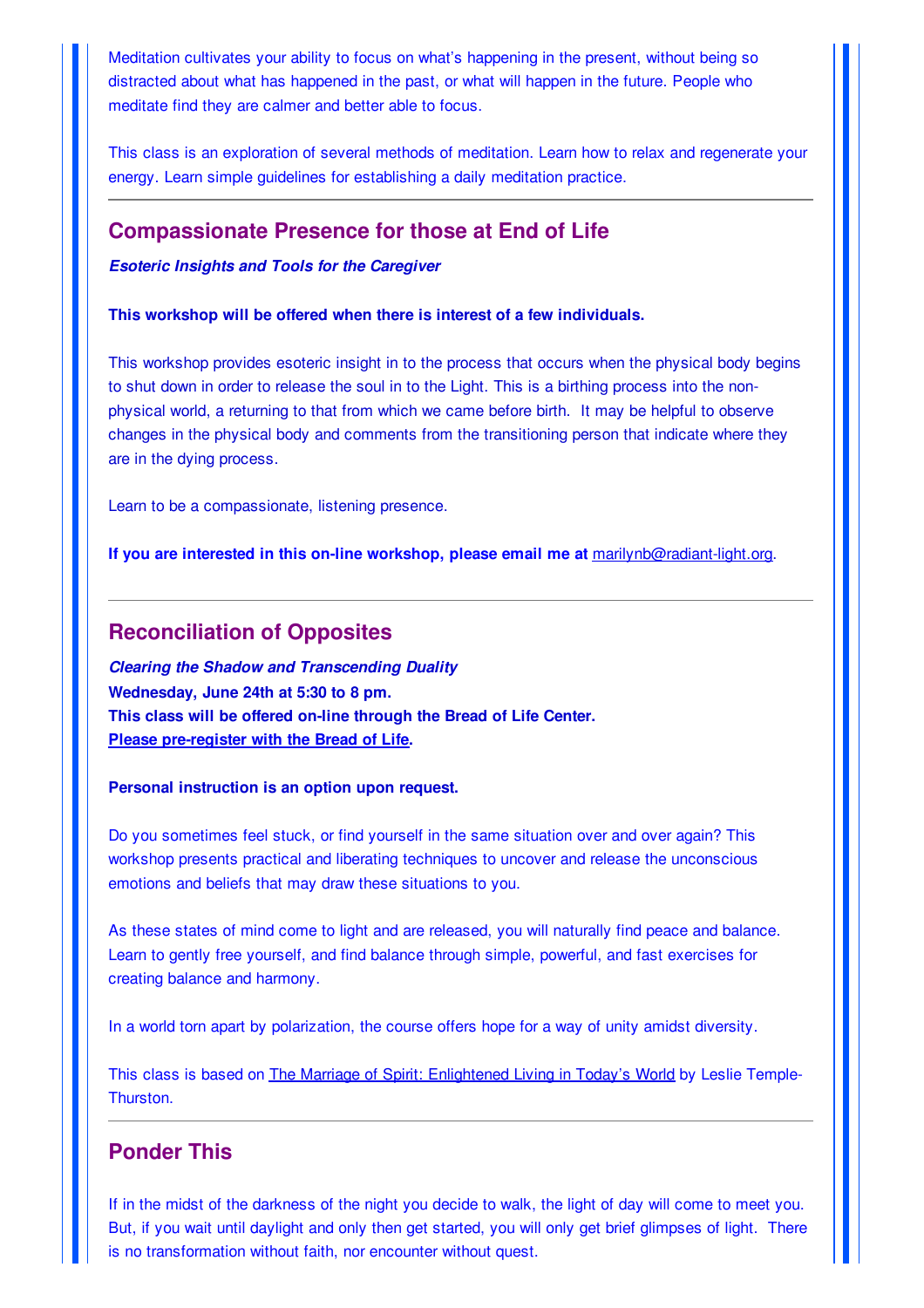Meditation cultivates your ability to focus on what's happening in the present, without being so distracted about what has happened in the past, or what will happen in the future. People who meditate find they are calmer and better able to focus.

This class is an exploration of several methods of meditation. Learn how to relax and regenerate your energy. Learn simple guidelines for establishing a daily meditation practice.

---

## Compassionate Presence for those at End of Life

***Esoteric Insights and Tools for the Caregiver***

**This workshop will be offered when there is interest of a few individuals.**

This workshop provides esoteric insight in to the process that occurs when the physical body begins to shut down in order to release the soul in to the Light. This is a birthing process into the non-physical world, a returning to that from which we came before birth. It may be helpful to observe changes in the physical body and comments from the transitioning person that indicate where they are in the dying process.

Learn to be a compassionate, listening presence.

**If you are interested in this on-line workshop, please email me at** marilynb@radiant-light.org.

---

## Reconciliation of Opposites

***Clearing the Shadow and Transcending Duality***
**Wednesday, June 24th at 5:30 to 8 pm.**
**This class will be offered on-line through the Bread of Life Center.**
**Please pre-register with the Bread of Life.**

**Personal instruction is an option upon request.**

Do you sometimes feel stuck, or find yourself in the same situation over and over again? This workshop presents practical and liberating techniques to uncover and release the unconscious emotions and beliefs that may draw these situations to you.

As these states of mind come to light and are released, you will naturally find peace and balance. Learn to gently free yourself, and find balance through simple, powerful, and fast exercises for creating balance and harmony.

In a world torn apart by polarization, the course offers hope for a way of unity amidst diversity.

This class is based on The Marriage of Spirit: Enlightened Living in Today's World by Leslie Temple-Thurston.

---

## Ponder This

If in the midst of the darkness of the night you decide to walk, the light of day will come to meet you. But, if you wait until daylight and only then get started, you will only get brief glimpses of light. There is no transformation without faith, nor encounter without quest.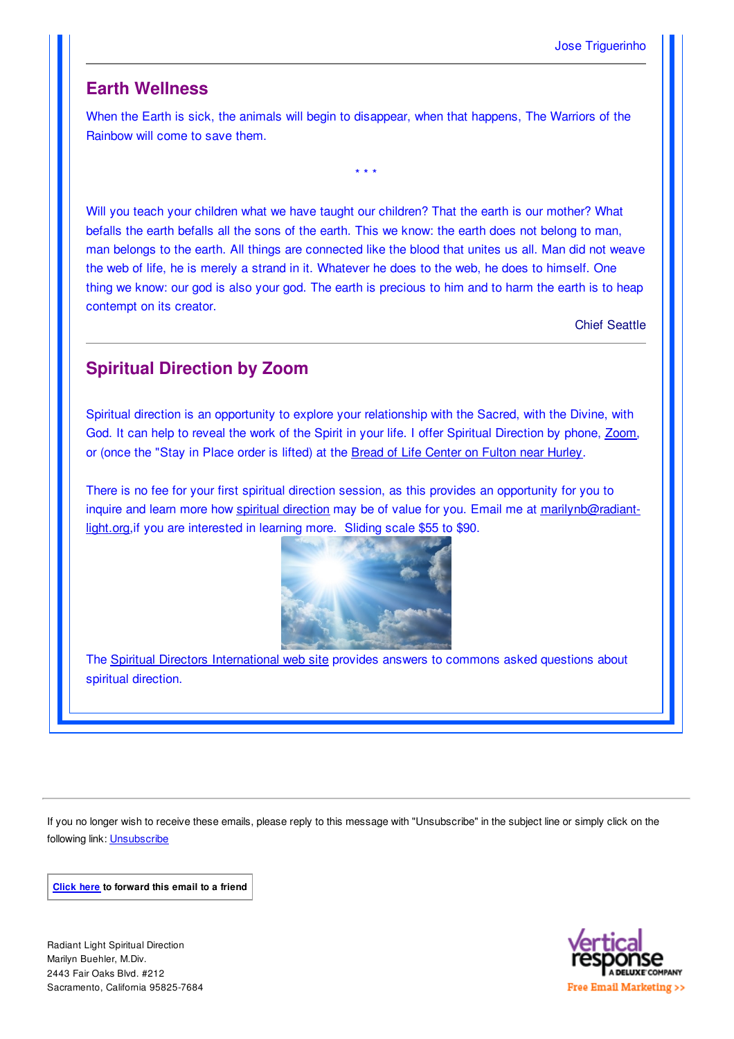Jose Triguerinho

## Earth Wellness

When the Earth is sick, the animals will begin to disappear, when that happens, The Warriors of the Rainbow will come to save them.

* * *

Will you teach your children what we have taught our children? That the earth is our mother? What befalls the earth befalls all the sons of the earth. This we know: the earth does not belong to man, man belongs to the earth. All things are connected like the blood that unites us all. Man did not weave the web of life, he is merely a strand in it. Whatever he does to the web, he does to himself. One thing we know: our god is also your god. The earth is precious to him and to harm the earth is to heap contempt on its creator.

Chief Seattle

## Spiritual Direction by Zoom

Spiritual direction is an opportunity to explore your relationship with the Sacred, with the Divine, with God. It can help to reveal the work of the Spirit in your life. I offer Spiritual Direction by phone, Zoom, or (once the "Stay in Place order is lifted) at the Bread of Life Center on Fulton near Hurley.

There is no fee for your first spiritual direction session, as this provides an opportunity for you to inquire and learn more how spiritual direction may be of value for you. Email me at marilynb@radiant-light.org,if you are interested in learning more. Sliding scale $55 to $90.

The Spiritual Directors International web site provides answers to commons asked questions about spiritual direction.

---

If you no longer wish to receive these emails, please reply to this message with "Unsubscribe" in the subject line or simply click on the following link: Unsubscribe

**Click here to forward this email to a friend**

Radiant Light Spiritual Direction
Marilyn Buehler, M.Div.
2443 Fair Oaks Blvd. #212
Sacramento, California 95825-7684

Vertical response A DELUXE COMPANY
Free Email Marketing >>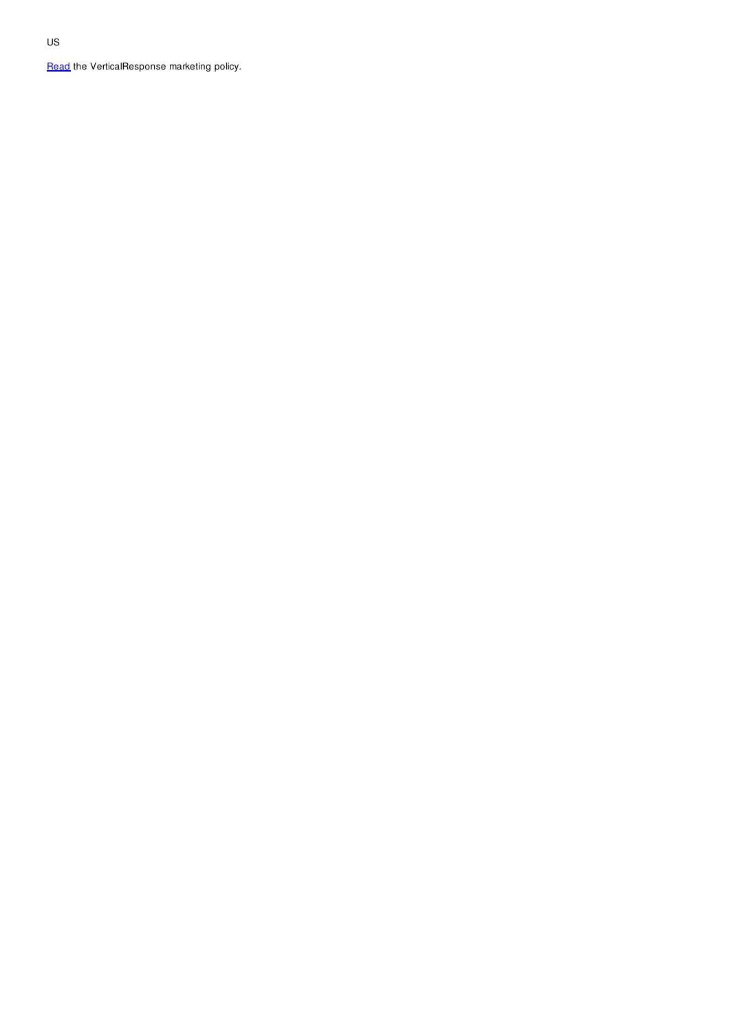US

[Read](#) the VerticalResponse marketing policy.